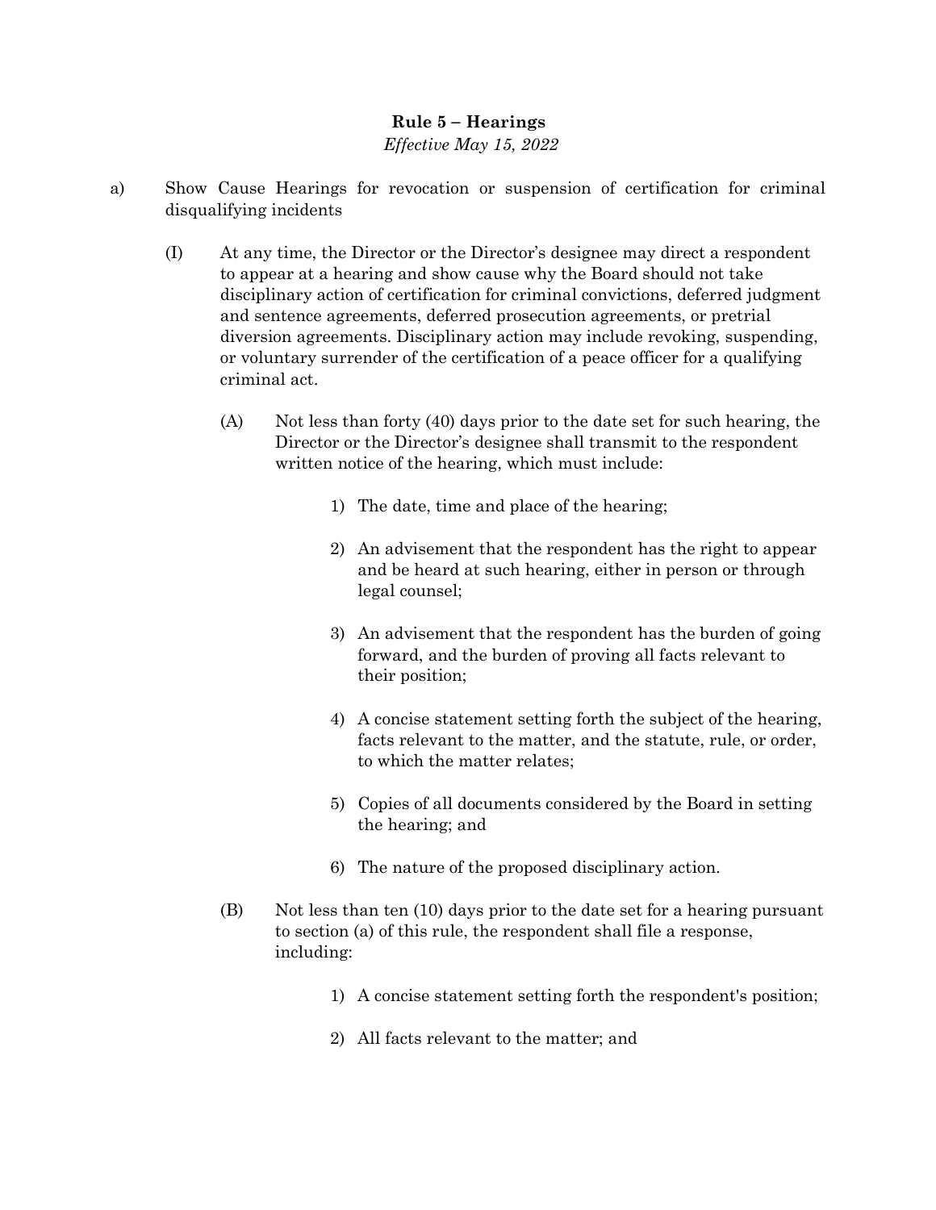# Rule 5 – Hearings

*Effective May 15, 2022*

a) Show Cause Hearings for revocation or suspension of certification for criminal disqualifying incidents

(I) At any time, the Director or the Director's designee may direct a respondent to appear at a hearing and show cause why the Board should not take disciplinary action of certification for criminal convictions, deferred judgment and sentence agreements, deferred prosecution agreements, or pretrial diversion agreements. Disciplinary action may include revoking, suspending, or voluntary surrender of the certification of a peace officer for a qualifying criminal act.

(A) Not less than forty (40) days prior to the date set for such hearing, the Director or the Director's designee shall transmit to the respondent written notice of the hearing, which must include:

1) The date, time and place of the hearing;

2) An advisement that the respondent has the right to appear and be heard at such hearing, either in person or through legal counsel;

3) An advisement that the respondent has the burden of going forward, and the burden of proving all facts relevant to their position;

4) A concise statement setting forth the subject of the hearing, facts relevant to the matter, and the statute, rule, or order, to which the matter relates;

5) Copies of all documents considered by the Board in setting the hearing; and

6) The nature of the proposed disciplinary action.

(B) Not less than ten (10) days prior to the date set for a hearing pursuant to section (a) of this rule, the respondent shall file a response, including:

1) A concise statement setting forth the respondent's position;

2) All facts relevant to the matter; and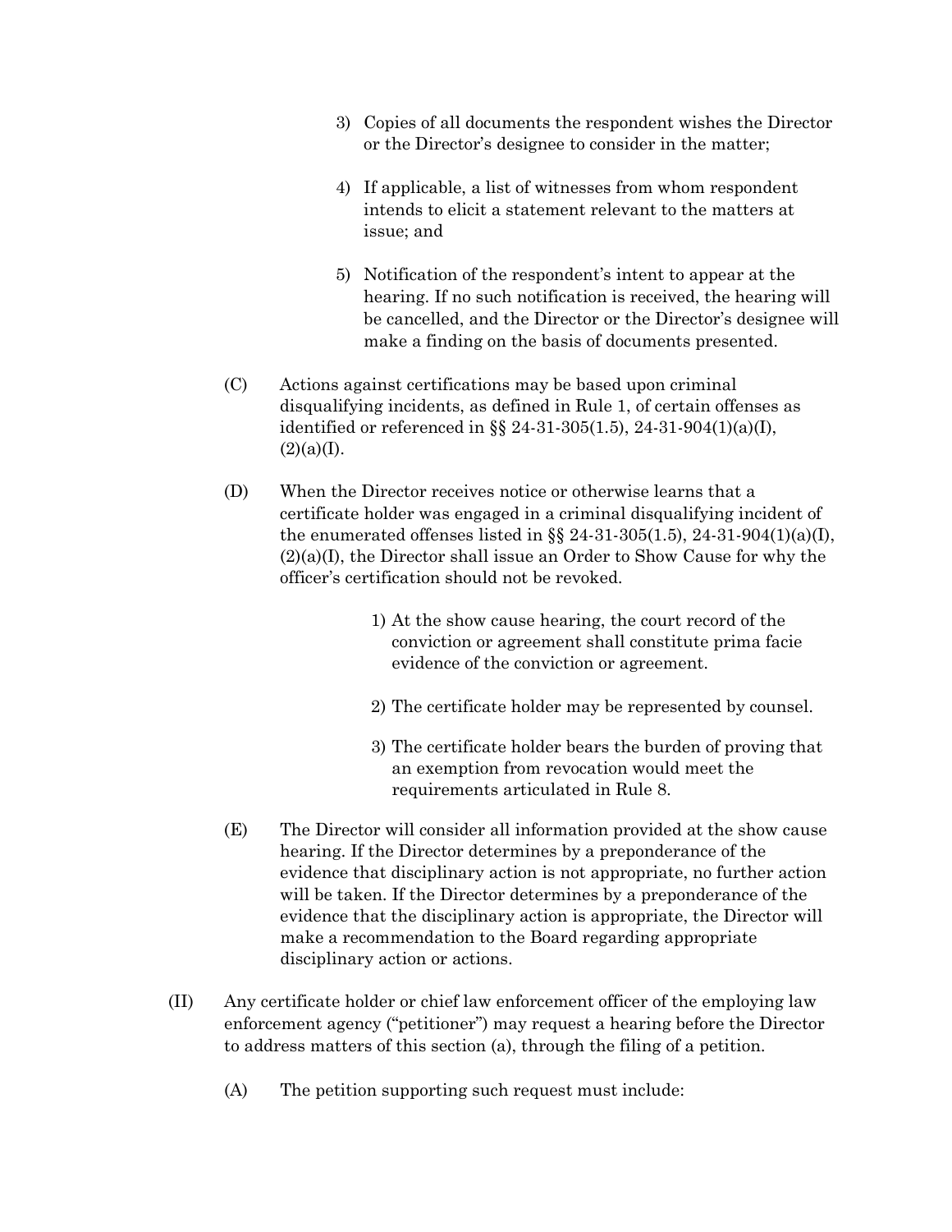3) Copies of all documents the respondent wishes the Director or the Director's designee to consider in the matter;

4) If applicable, a list of witnesses from whom respondent intends to elicit a statement relevant to the matters at issue; and

5) Notification of the respondent's intent to appear at the hearing. If no such notification is received, the hearing will be cancelled, and the Director or the Director's designee will make a finding on the basis of documents presented.

(C) Actions against certifications may be based upon criminal disqualifying incidents, as defined in Rule 1, of certain offenses as identified or referenced in §§ 24-31-305(1.5), 24-31-904(1)(a)(I), (2)(a)(I).

(D) When the Director receives notice or otherwise learns that a certificate holder was engaged in a criminal disqualifying incident of the enumerated offenses listed in §§ 24-31-305(1.5), 24-31-904(1)(a)(I), (2)(a)(I), the Director shall issue an Order to Show Cause for why the officer's certification should not be revoked.

1) At the show cause hearing, the court record of the conviction or agreement shall constitute prima facie evidence of the conviction or agreement.

2) The certificate holder may be represented by counsel.

3) The certificate holder bears the burden of proving that an exemption from revocation would meet the requirements articulated in Rule 8.

(E) The Director will consider all information provided at the show cause hearing. If the Director determines by a preponderance of the evidence that disciplinary action is not appropriate, no further action will be taken. If the Director determines by a preponderance of the evidence that the disciplinary action is appropriate, the Director will make a recommendation to the Board regarding appropriate disciplinary action or actions.

(II) Any certificate holder or chief law enforcement officer of the employing law enforcement agency ("petitioner") may request a hearing before the Director to address matters of this section (a), through the filing of a petition.

(A) The petition supporting such request must include: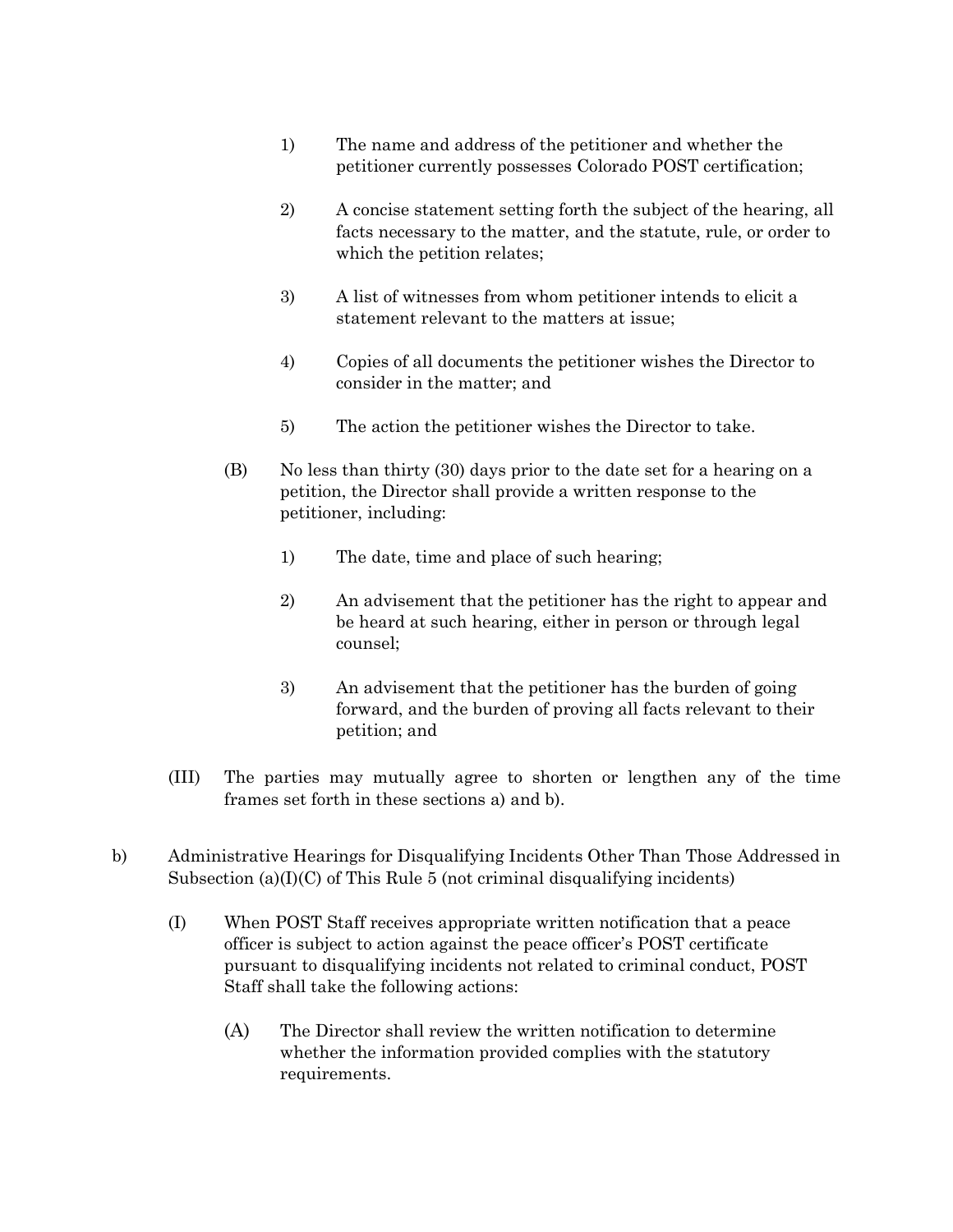1) The name and address of the petitioner and whether the petitioner currently possesses Colorado POST certification;

2) A concise statement setting forth the subject of the hearing, all facts necessary to the matter, and the statute, rule, or order to which the petition relates;

3) A list of witnesses from whom petitioner intends to elicit a statement relevant to the matters at issue;

4) Copies of all documents the petitioner wishes the Director to consider in the matter; and

5) The action the petitioner wishes the Director to take.

(B) No less than thirty (30) days prior to the date set for a hearing on a petition, the Director shall provide a written response to the petitioner, including:

1) The date, time and place of such hearing;

2) An advisement that the petitioner has the right to appear and be heard at such hearing, either in person or through legal counsel;

3) An advisement that the petitioner has the burden of going forward, and the burden of proving all facts relevant to their petition; and

(III) The parties may mutually agree to shorten or lengthen any of the time frames set forth in these sections a) and b).

b) Administrative Hearings for Disqualifying Incidents Other Than Those Addressed in Subsection (a)(I)(C) of This Rule 5 (not criminal disqualifying incidents)

(I) When POST Staff receives appropriate written notification that a peace officer is subject to action against the peace officer's POST certificate pursuant to disqualifying incidents not related to criminal conduct, POST Staff shall take the following actions:

(A) The Director shall review the written notification to determine whether the information provided complies with the statutory requirements.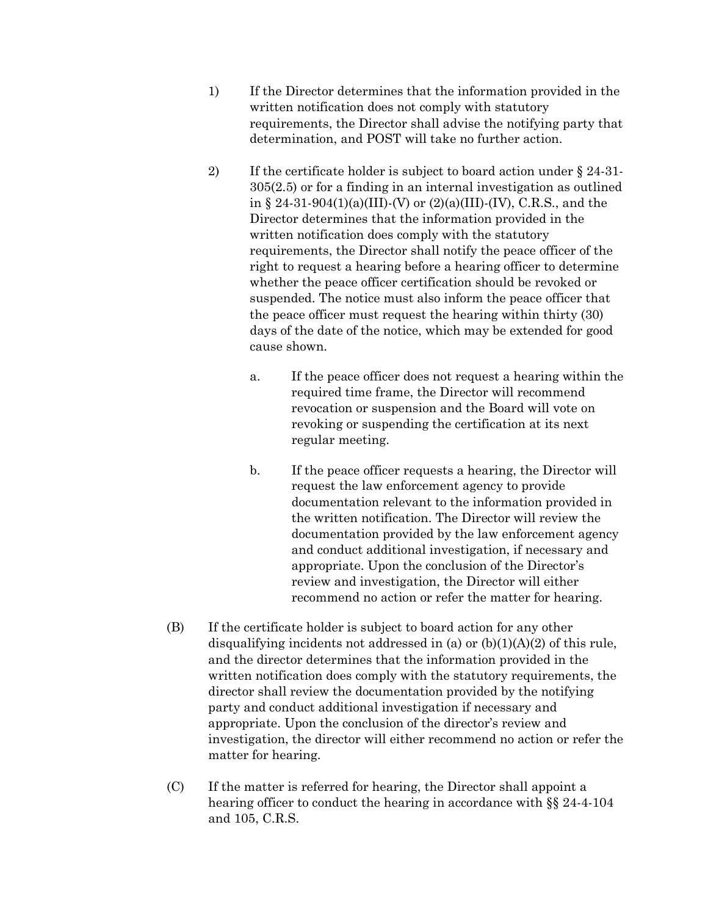1) If the Director determines that the information provided in the written notification does not comply with statutory requirements, the Director shall advise the notifying party that determination, and POST will take no further action.

2) If the certificate holder is subject to board action under § 24-31-305(2.5) or for a finding in an internal investigation as outlined in § 24-31-904(1)(a)(III)-(V) or (2)(a)(III)-(IV), C.R.S., and the Director determines that the information provided in the written notification does comply with the statutory requirements, the Director shall notify the peace officer of the right to request a hearing before a hearing officer to determine whether the peace officer certification should be revoked or suspended. The notice must also inform the peace officer that the peace officer must request the hearing within thirty (30) days of the date of the notice, which may be extended for good cause shown.

   a. If the peace officer does not request a hearing within the required time frame, the Director will recommend revocation or suspension and the Board will vote on revoking or suspending the certification at its next regular meeting.

   b. If the peace officer requests a hearing, the Director will request the law enforcement agency to provide documentation relevant to the information provided in the written notification. The Director will review the documentation provided by the law enforcement agency and conduct additional investigation, if necessary and appropriate. Upon the conclusion of the Director's review and investigation, the Director will either recommend no action or refer the matter for hearing.

(B) If the certificate holder is subject to board action for any other disqualifying incidents not addressed in (a) or (b)(1)(A)(2) of this rule, and the director determines that the information provided in the written notification does comply with the statutory requirements, the director shall review the documentation provided by the notifying party and conduct additional investigation if necessary and appropriate. Upon the conclusion of the director's review and investigation, the director will either recommend no action or refer the matter for hearing.

(C) If the matter is referred for hearing, the Director shall appoint a hearing officer to conduct the hearing in accordance with §§ 24-4-104 and 105, C.R.S.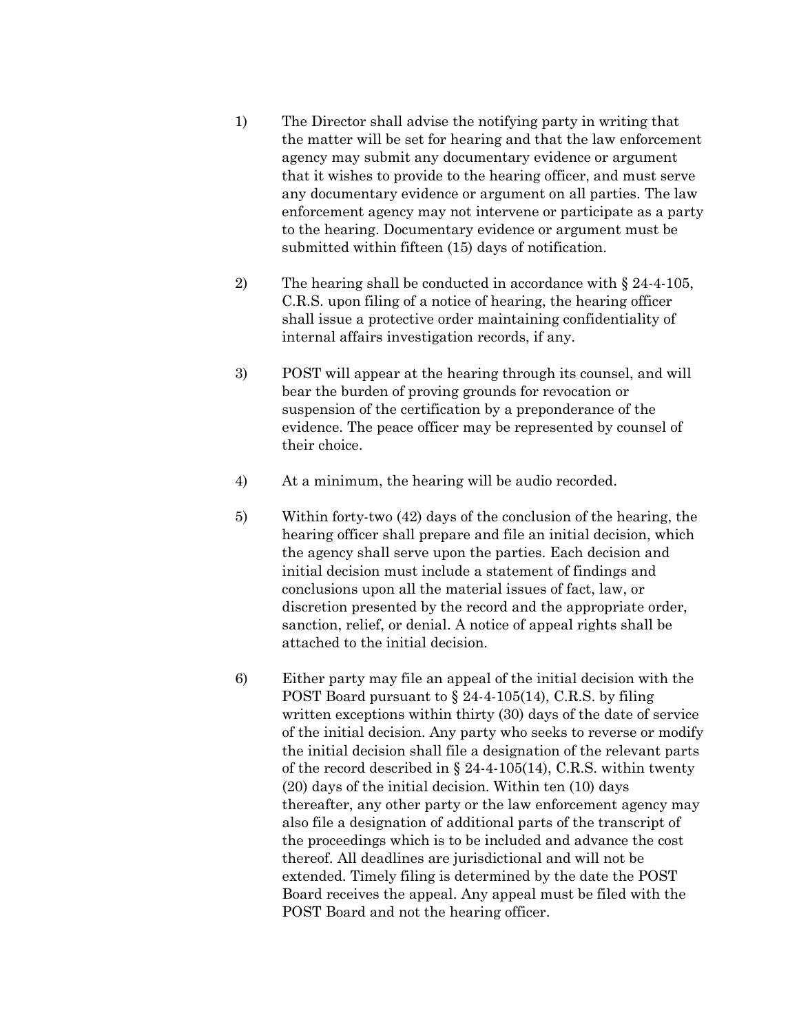1) The Director shall advise the notifying party in writing that the matter will be set for hearing and that the law enforcement agency may submit any documentary evidence or argument that it wishes to provide to the hearing officer, and must serve any documentary evidence or argument on all parties. The law enforcement agency may not intervene or participate as a party to the hearing. Documentary evidence or argument must be submitted within fifteen (15) days of notification.

2) The hearing shall be conducted in accordance with § 24-4-105, C.R.S. upon filing of a notice of hearing, the hearing officer shall issue a protective order maintaining confidentiality of internal affairs investigation records, if any.

3) POST will appear at the hearing through its counsel, and will bear the burden of proving grounds for revocation or suspension of the certification by a preponderance of the evidence. The peace officer may be represented by counsel of their choice.

4) At a minimum, the hearing will be audio recorded.

5) Within forty-two (42) days of the conclusion of the hearing, the hearing officer shall prepare and file an initial decision, which the agency shall serve upon the parties. Each decision and initial decision must include a statement of findings and conclusions upon all the material issues of fact, law, or discretion presented by the record and the appropriate order, sanction, relief, or denial. A notice of appeal rights shall be attached to the initial decision.

6) Either party may file an appeal of the initial decision with the POST Board pursuant to § 24-4-105(14), C.R.S. by filing written exceptions within thirty (30) days of the date of service of the initial decision. Any party who seeks to reverse or modify the initial decision shall file a designation of the relevant parts of the record described in § 24-4-105(14), C.R.S. within twenty (20) days of the initial decision. Within ten (10) days thereafter, any other party or the law enforcement agency may also file a designation of additional parts of the transcript of the proceedings which is to be included and advance the cost thereof. All deadlines are jurisdictional and will not be extended. Timely filing is determined by the date the POST Board receives the appeal. Any appeal must be filed with the POST Board and not the hearing officer.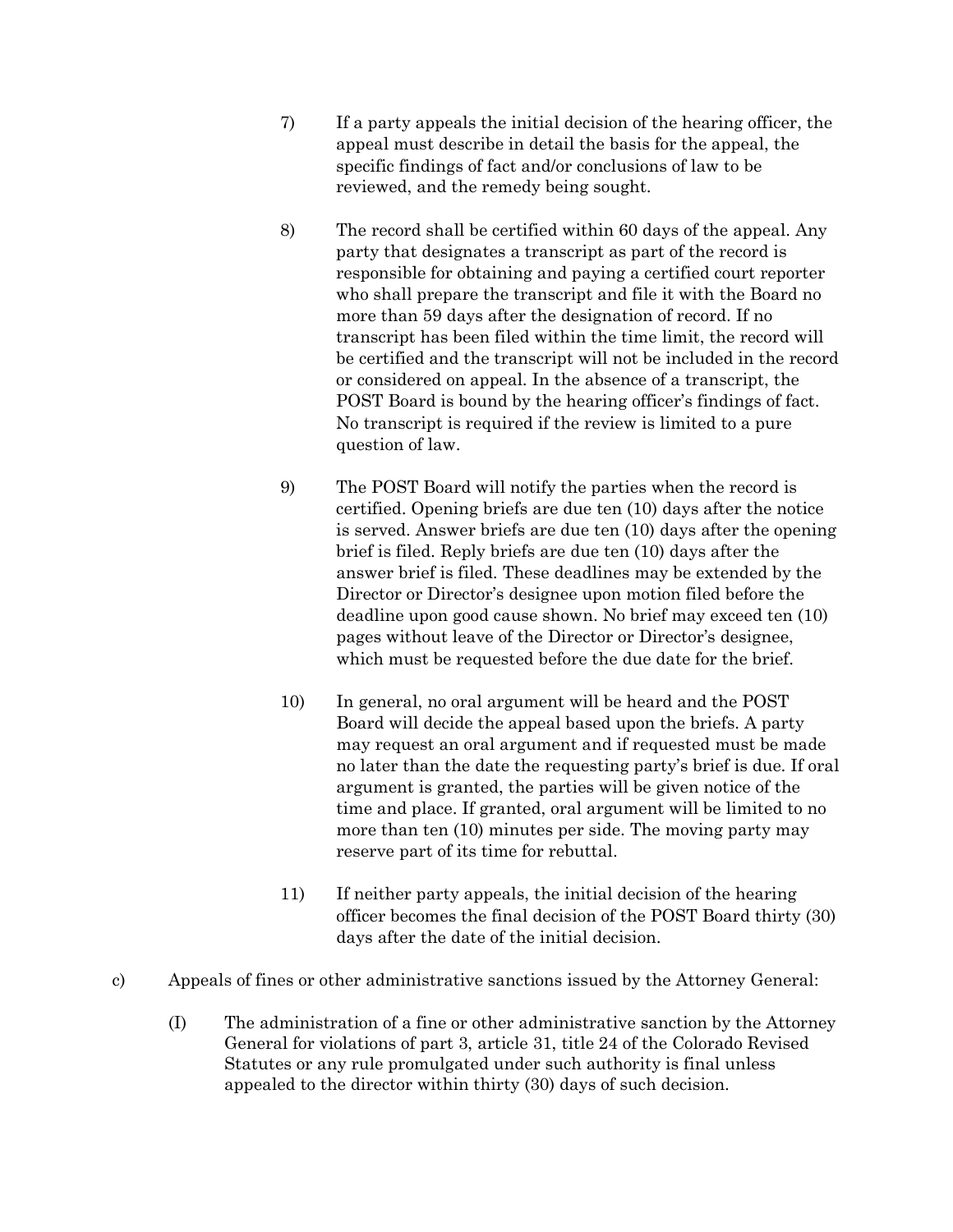7) If a party appeals the initial decision of the hearing officer, the appeal must describe in detail the basis for the appeal, the specific findings of fact and/or conclusions of law to be reviewed, and the remedy being sought.

8) The record shall be certified within 60 days of the appeal. Any party that designates a transcript as part of the record is responsible for obtaining and paying a certified court reporter who shall prepare the transcript and file it with the Board no more than 59 days after the designation of record. If no transcript has been filed within the time limit, the record will be certified and the transcript will not be included in the record or considered on appeal. In the absence of a transcript, the POST Board is bound by the hearing officer's findings of fact. No transcript is required if the review is limited to a pure question of law.

9) The POST Board will notify the parties when the record is certified. Opening briefs are due ten (10) days after the notice is served. Answer briefs are due ten (10) days after the opening brief is filed. Reply briefs are due ten (10) days after the answer brief is filed. These deadlines may be extended by the Director or Director's designee upon motion filed before the deadline upon good cause shown. No brief may exceed ten (10) pages without leave of the Director or Director's designee, which must be requested before the due date for the brief.

10) In general, no oral argument will be heard and the POST Board will decide the appeal based upon the briefs. A party may request an oral argument and if requested must be made no later than the date the requesting party's brief is due. If oral argument is granted, the parties will be given notice of the time and place. If granted, oral argument will be limited to no more than ten (10) minutes per side. The moving party may reserve part of its time for rebuttal.

11) If neither party appeals, the initial decision of the hearing officer becomes the final decision of the POST Board thirty (30) days after the date of the initial decision.

c) Appeals of fines or other administrative sanctions issued by the Attorney General:

(I) The administration of a fine or other administrative sanction by the Attorney General for violations of part 3, article 31, title 24 of the Colorado Revised Statutes or any rule promulgated under such authority is final unless appealed to the director within thirty (30) days of such decision.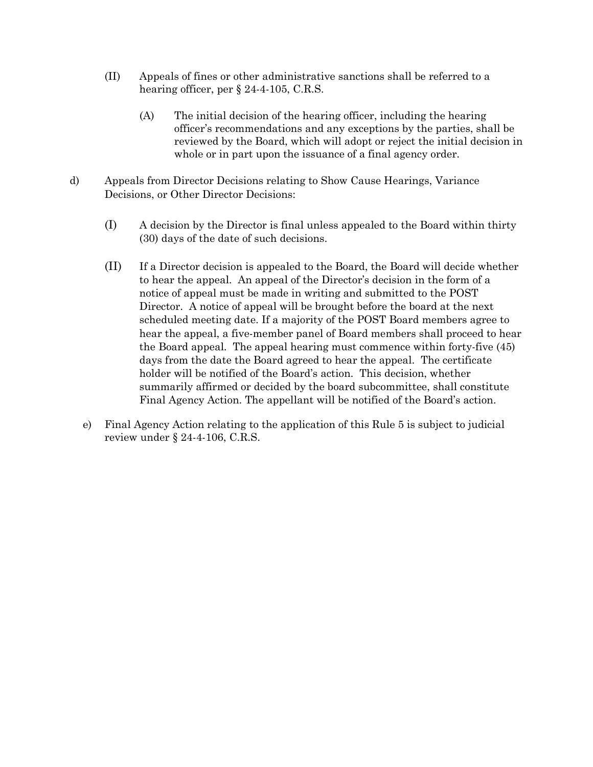(II) Appeals of fines or other administrative sanctions shall be referred to a hearing officer, per § 24-4-105, C.R.S.

(A) The initial decision of the hearing officer, including the hearing officer's recommendations and any exceptions by the parties, shall be reviewed by the Board, which will adopt or reject the initial decision in whole or in part upon the issuance of a final agency order.

d) Appeals from Director Decisions relating to Show Cause Hearings, Variance Decisions, or Other Director Decisions:

(I) A decision by the Director is final unless appealed to the Board within thirty (30) days of the date of such decisions.

(II) If a Director decision is appealed to the Board, the Board will decide whether to hear the appeal. An appeal of the Director's decision in the form of a notice of appeal must be made in writing and submitted to the POST Director. A notice of appeal will be brought before the board at the next scheduled meeting date. If a majority of the POST Board members agree to hear the appeal, a five-member panel of Board members shall proceed to hear the Board appeal. The appeal hearing must commence within forty-five (45) days from the date the Board agreed to hear the appeal. The certificate holder will be notified of the Board's action. This decision, whether summarily affirmed or decided by the board subcommittee, shall constitute Final Agency Action. The appellant will be notified of the Board's action.

e) Final Agency Action relating to the application of this Rule 5 is subject to judicial review under § 24-4-106, C.R.S.